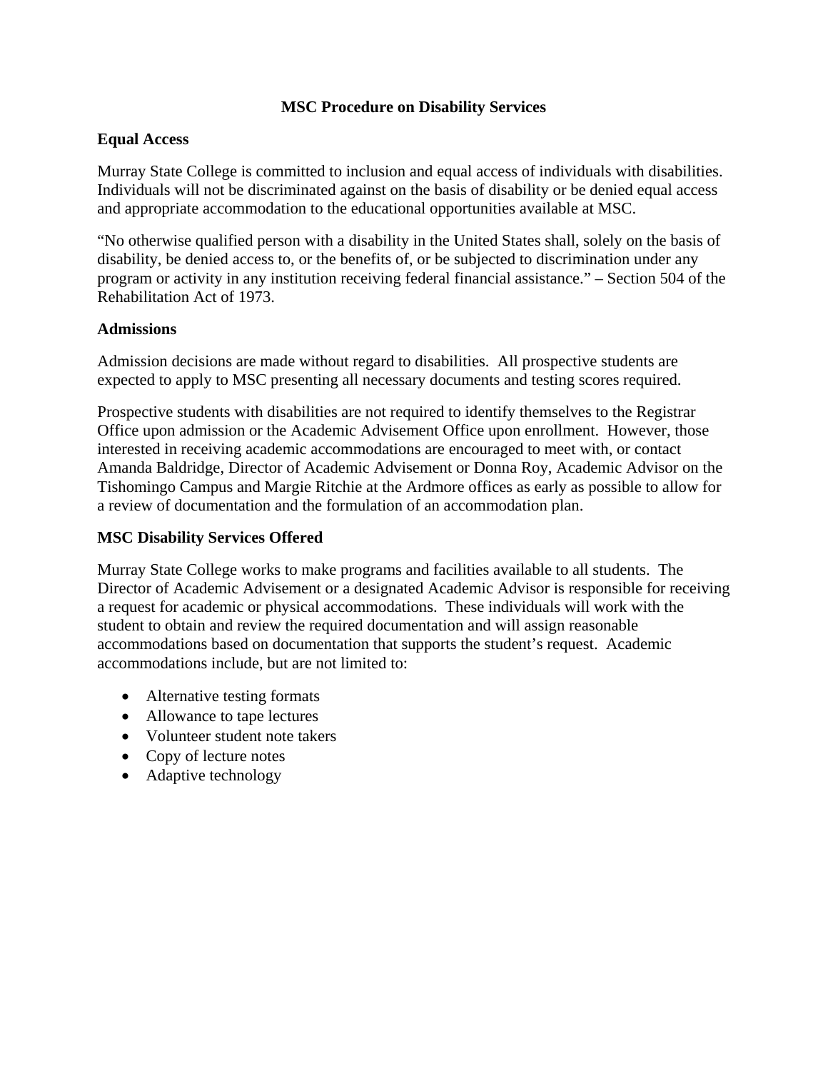# MSC Procedure on Disability Services

## Equal Access

Murray State College is committed to inclusion and equal access of individuals with disabilities. Individuals will not be discriminated against on the basis of disability or be denied equal access and appropriate accommodation to the educational opportunities available at MSC.

"No otherwise qualified person with a disability in the United States shall, solely on the basis of disability, be denied access to, or the benefits of, or be subjected to discrimination under any program or activity in any institution receiving federal financial assistance." – Section 504 of the Rehabilitation Act of 1973.

## Admissions

Admission decisions are made without regard to disabilities. All prospective students are expected to apply to MSC presenting all necessary documents and testing scores required.

Prospective students with disabilities are not required to identify themselves to the Registrar Office upon admission or the Academic Advisement Office upon enrollment. However, those interested in receiving academic accommodations are encouraged to meet with, or contact Amanda Baldridge, Director of Academic Advisement or Donna Roy, Academic Advisor on the Tishomingo Campus and Margie Ritchie at the Ardmore offices as early as possible to allow for a review of documentation and the formulation of an accommodation plan.

## MSC Disability Services Offered

Murray State College works to make programs and facilities available to all students. The Director of Academic Advisement or a designated Academic Advisor is responsible for receiving a request for academic or physical accommodations. These individuals will work with the student to obtain and review the required documentation and will assign reasonable accommodations based on documentation that supports the student's request. Academic accommodations include, but are not limited to:

- Alternative testing formats
- Allowance to tape lectures
- Volunteer student note takers
- Copy of lecture notes
- Adaptive technology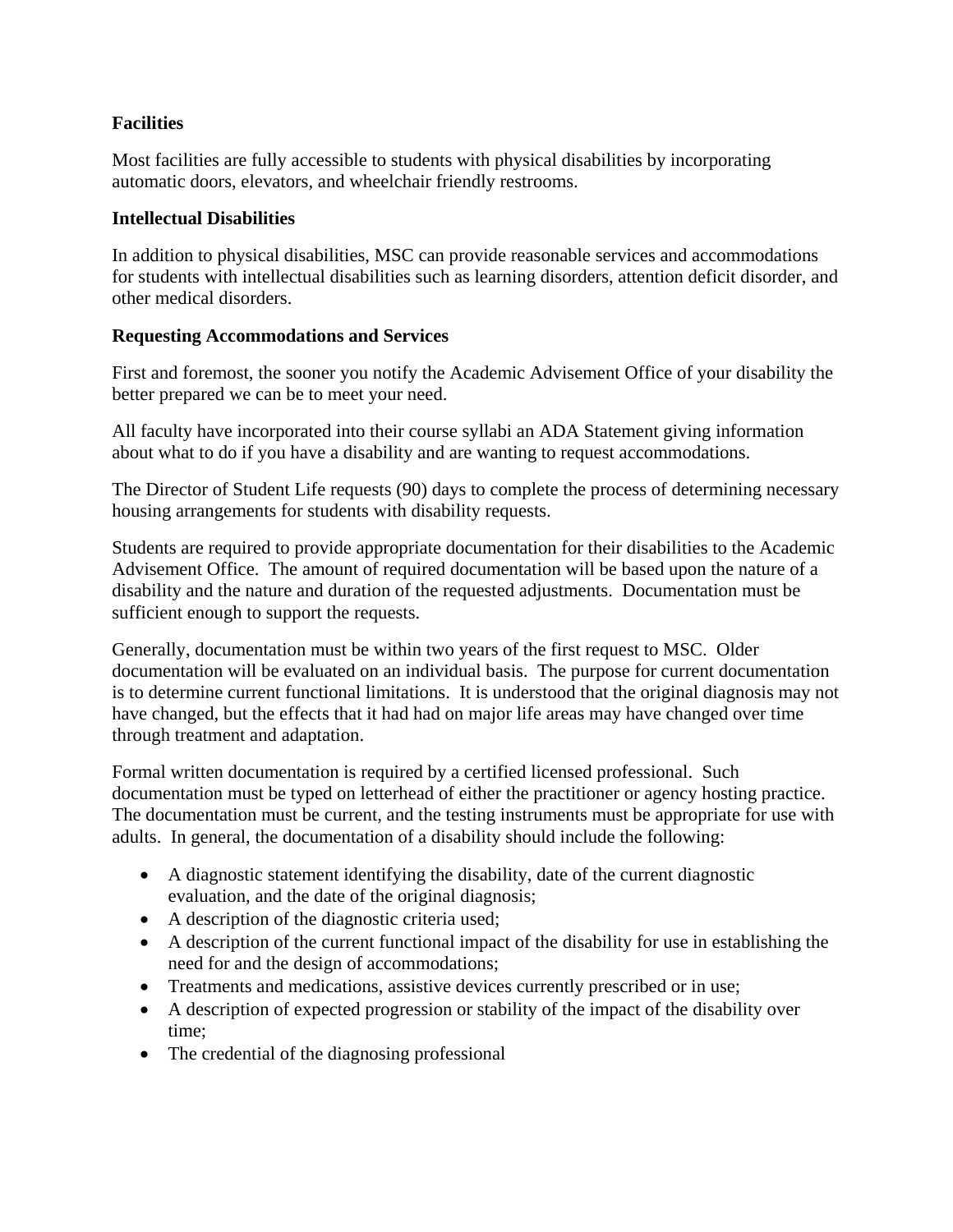**Facilities**

Most facilities are fully accessible to students with physical disabilities by incorporating automatic doors, elevators, and wheelchair friendly restrooms.

**Intellectual Disabilities**

In addition to physical disabilities, MSC can provide reasonable services and accommodations for students with intellectual disabilities such as learning disorders, attention deficit disorder, and other medical disorders.

**Requesting Accommodations and Services**

First and foremost, the sooner you notify the Academic Advisement Office of your disability the better prepared we can be to meet your need.

All faculty have incorporated into their course syllabi an ADA Statement giving information about what to do if you have a disability and are wanting to request accommodations.

The Director of Student Life requests (90) days to complete the process of determining necessary housing arrangements for students with disability requests.

Students are required to provide appropriate documentation for their disabilities to the Academic Advisement Office. The amount of required documentation will be based upon the nature of a disability and the nature and duration of the requested adjustments. Documentation must be sufficient enough to support the requests.

Generally, documentation must be within two years of the first request to MSC. Older documentation will be evaluated on an individual basis. The purpose for current documentation is to determine current functional limitations. It is understood that the original diagnosis may not have changed, but the effects that it had had on major life areas may have changed over time through treatment and adaptation.

Formal written documentation is required by a certified licensed professional. Such documentation must be typed on letterhead of either the practitioner or agency hosting practice. The documentation must be current, and the testing instruments must be appropriate for use with adults. In general, the documentation of a disability should include the following:

- A diagnostic statement identifying the disability, date of the current diagnostic evaluation, and the date of the original diagnosis;
- A description of the diagnostic criteria used;
- A description of the current functional impact of the disability for use in establishing the need for and the design of accommodations;
- Treatments and medications, assistive devices currently prescribed or in use;
- A description of expected progression or stability of the impact of the disability over time;
- The credential of the diagnosing professional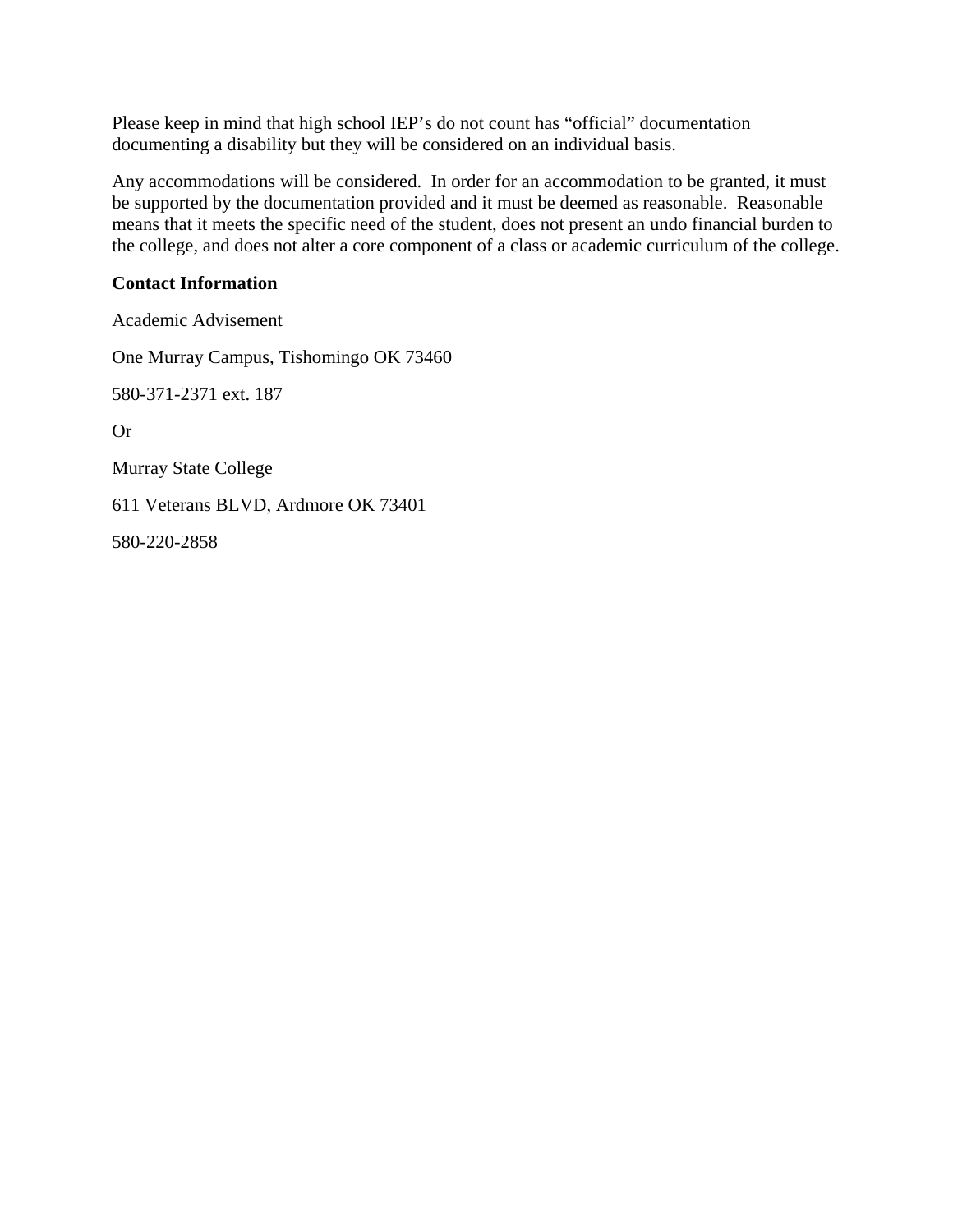Please keep in mind that high school IEP's do not count has "official" documentation documenting a disability but they will be considered on an individual basis.

Any accommodations will be considered.  In order for an accommodation to be granted, it must be supported by the documentation provided and it must be deemed as reasonable.  Reasonable means that it meets the specific need of the student, does not present an undo financial burden to the college, and does not alter a core component of a class or academic curriculum of the college.

**Contact Information**

Academic Advisement

One Murray Campus, Tishomingo OK 73460

580-371-2371 ext. 187

Or

Murray State College

611 Veterans BLVD, Ardmore OK 73401

580-220-2858